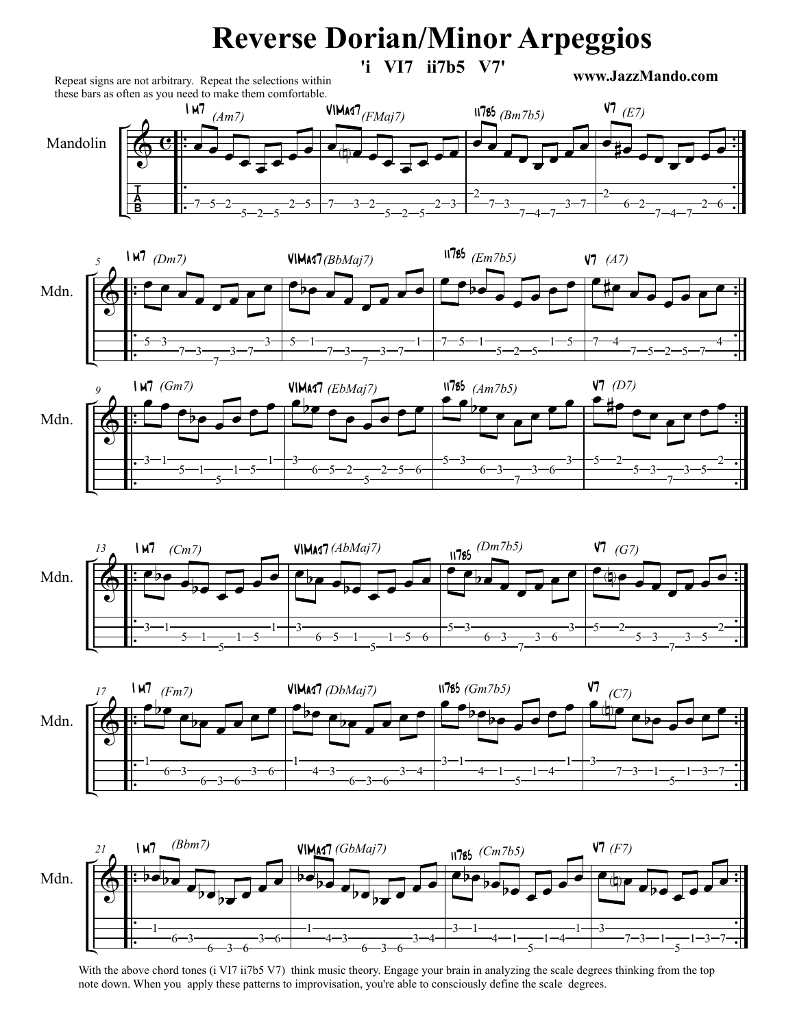# Reverse Dorian/Minor Arpeggios

**'i VI7 ii7b5 V7'**

**www.JazzMando.com**

Repeat signs are not arbitrary. Repeat the selections within these bars as often as you need to make them comfortable.

With the above chord tones (i VI7 ii7b5 V7) think music theory. Engage your brain in analyzing the scale degrees thinking from the top note down. When you apply these patterns to improvisation, you're able to consciously define the scale degrees.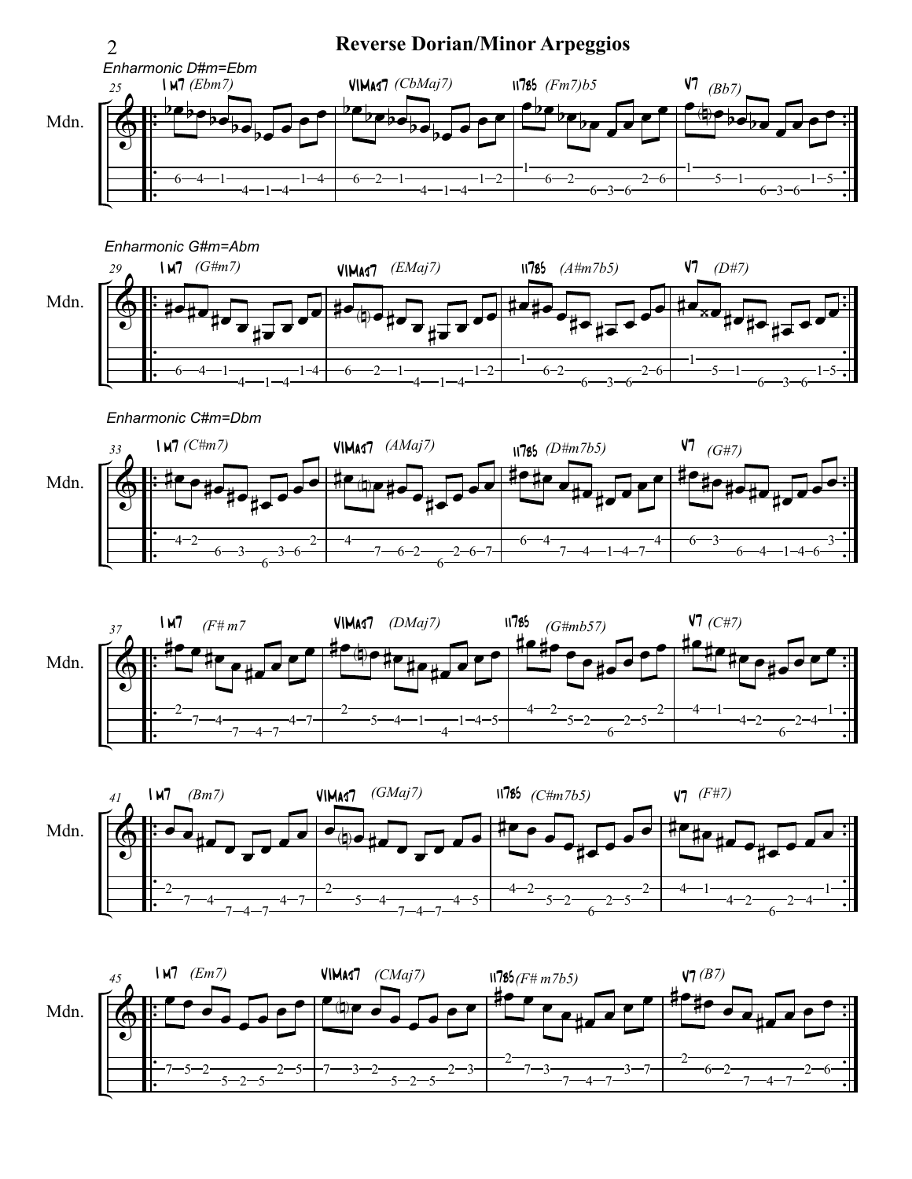# Reverse Dorian/Minor Arpeggios

*Enharmonic D#m=Ebm*

I M7 (Ebm7) | VIMaj7 (CbMaj7) | II7b5 (Fm7)b5 | V7 (Bb7)

*Enharmonic G#m=Abm*

I M7 (G#m7) | VIMaj7 (EMaj7) | II7b5 (A#m7b5) | V7 (D#7)

*Enharmonic C#m=Dbm*

I M7 (C#m7) | VIMaj7 (AMaj7) | II7b5 (D#m7b5) | V7 (G#7)

I M7 (F# m7 | VIMaj7 (DMaj7) | II7b5 (G#mb57) | V7 (C#7)

I M7 (Bm7) | VIMaj7 (GMaj7) | II7b5 (C#m7b5) | V7 (F#7)

I M7 (Em7) | VIMaj7 (CMaj7) | II7b5 (F# m7b5) | V7 (B7)